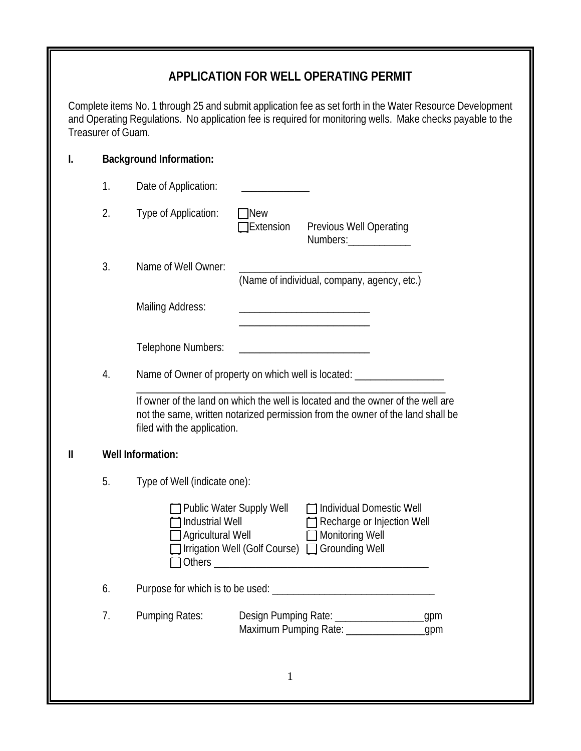# APPLICATION FOR WELL OPERATING PERMIT

Complete items No. 1 through 25 and submit application fee as set forth in the Water Resource Development and Operating Regulations. No application fee is required for monitoring wells. Make checks payable to the Treasurer of Guam.

## I. Background Information:

1. Date of Application: _____________

2. Type of Application: ☐ New
   ☐ Extension Previous Well Operating Numbers: ____________

3. Name of Well Owner: ___________________________________
   (Name of individual, company, agency, etc.)

   Mailing Address: _________________________
   _________________________

   Telephone Numbers: _________________________

4. Name of Owner of property on which well is located: _________________
   ___________________________________________________________

   If owner of the land on which the well is located and the owner of the well are not the same, written notarized permission from the owner of the land shall be filed with the application.

## II Well Information:

5. Type of Well (indicate one):

   ☐ Public Water Supply Well ☐ Individual Domestic Well
   ☐ Industrial Well ☐ Recharge or Injection Well
   ☐ Agricultural Well ☐ Monitoring Well
   ☐ Irrigation Well (Golf Course) ☐ Grounding Well
   ☐ Others _________________________________________

6. Purpose for which is to be used: _______________________________

7. Pumping Rates: Design Pumping Rate: _________________gpm
   Maximum Pumping Rate: _______________gpm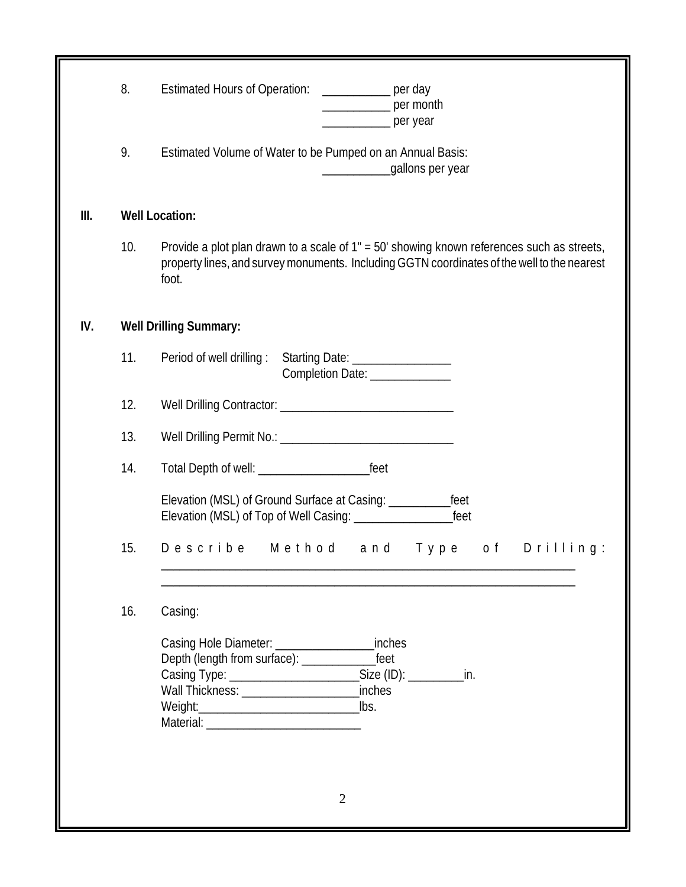8. Estimated Hours of Operation: ___________ per day
   ___________ per month
   ___________ per year

9. Estimated Volume of Water to be Pumped on an Annual Basis:
   ___________gallons per year

## III. Well Location:

10. Provide a plot plan drawn to a scale of 1" = 50' showing known references such as streets, property lines, and survey monuments. Including GGTN coordinates of the well to the nearest foot.

## IV. Well Drilling Summary:

11. Period of well drilling : Starting Date: ________________
    Completion Date: _____________

12. Well Drilling Contractor: ____________________________

13. Well Drilling Permit No.: ____________________________

14. Total Depth of well: _________________feet

    Elevation (MSL) of Ground Surface at Casing: __________feet
    Elevation (MSL) of Top of Well Casing: ________________feet

15. Describe Method and Type of Drilling:
    ___________________________________________________________________
    ___________________________________________________________________

16. Casing:

    Casing Hole Diameter: ________________inches
    Depth (length from surface): ____________feet
    Casing Type: _____________________Size (ID): _________in.
    Wall Thickness: ___________________inches
    Weight:_________________________lbs.
    Material: _________________________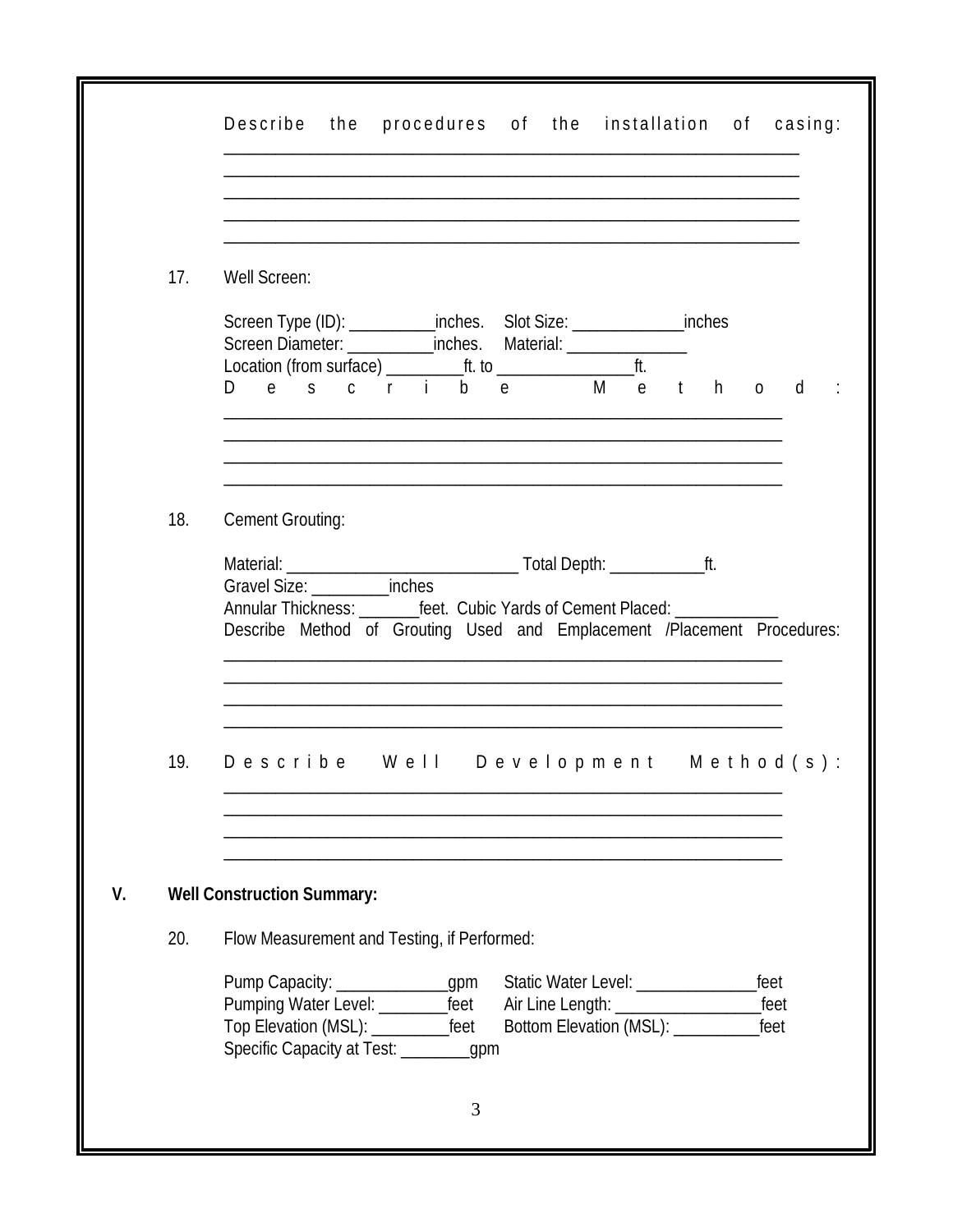Describe the procedures of the installation of casing:
_______________________________________________________________
_______________________________________________________________
_______________________________________________________________
_______________________________________________________________
_______________________________________________________________

17. Well Screen:

Screen Type (ID): __________inches. Slot Size: _____________inches
Screen Diameter: __________inches. Material: ______________
Location (from surface) _________ft. to ________________ft.
Describe Method:
_______________________________________________________________
_______________________________________________________________
_______________________________________________________________
_______________________________________________________________

18. Cement Grouting:

Material: ___________________________ Total Depth: ___________ft.
Gravel Size: _________inches
Annular Thickness: _______feet. Cubic Yards of Cement Placed: ____________
Describe Method of Grouting Used and Emplacement /Placement Procedures:
_______________________________________________________________
_______________________________________________________________
_______________________________________________________________
_______________________________________________________________

19. Describe Well Development Method(s):
_______________________________________________________________
_______________________________________________________________
_______________________________________________________________
_______________________________________________________________

## V. Well Construction Summary:

20. Flow Measurement and Testing, if Performed:

Pump Capacity: _____________gpm Static Water Level: ______________feet
Pumping Water Level: ________feet Air Line Length: _________________feet
Top Elevation (MSL): _________feet Bottom Elevation (MSL): __________feet
Specific Capacity at Test: ________gpm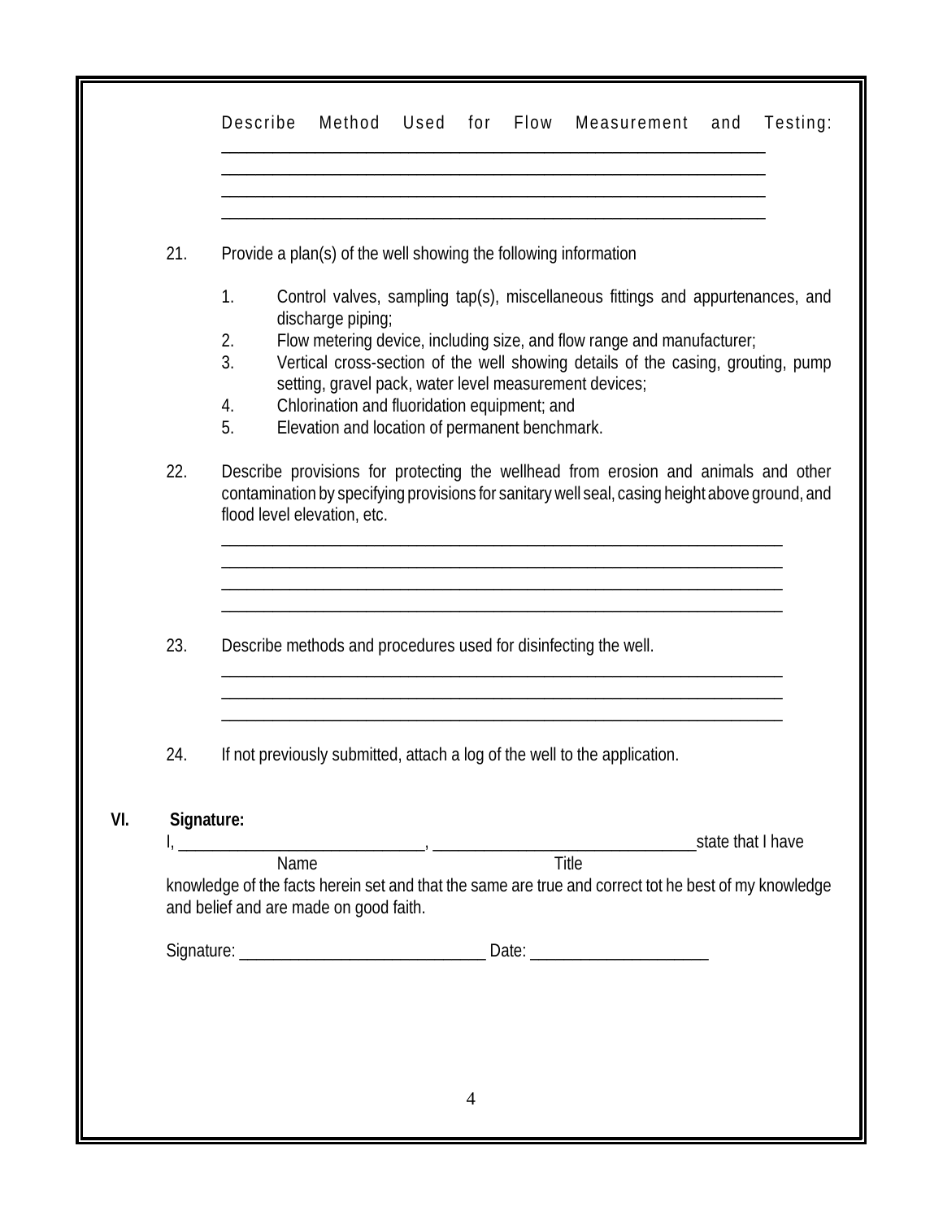Describe Method Used for Flow Measurement and Testing:
_______________________________________________________________________
_______________________________________________________________________
_______________________________________________________________________
_______________________________________________________________________

21. Provide a plan(s) of the well showing the following information

    1. Control valves, sampling tap(s), miscellaneous fittings and appurtenances, and discharge piping;
    2. Flow metering device, including size, and flow range and manufacturer;
    3. Vertical cross-section of the well showing details of the casing, grouting, pump setting, gravel pack, water level measurement devices;
    4. Chlorination and fluoridation equipment; and
    5. Elevation and location of permanent benchmark.

22. Describe provisions for protecting the wellhead from erosion and animals and other contamination by specifying provisions for sanitary well seal, casing height above ground, and flood level elevation, etc.

    _______________________________________________________________________
    _______________________________________________________________________
    _______________________________________________________________________
    _______________________________________________________________________

23. Describe methods and procedures used for disinfecting the well.

    _______________________________________________________________________
    _______________________________________________________________________
    _______________________________________________________________________

24. If not previously submitted, attach a log of the well to the application.

## VI. Signature:

I, _____________________________, _______________________________state that I have
Name Title
knowledge of the facts herein set and that the same are true and correct tot he best of my knowledge and belief and are made on good faith.

Signature: _____________________________ Date: _____________________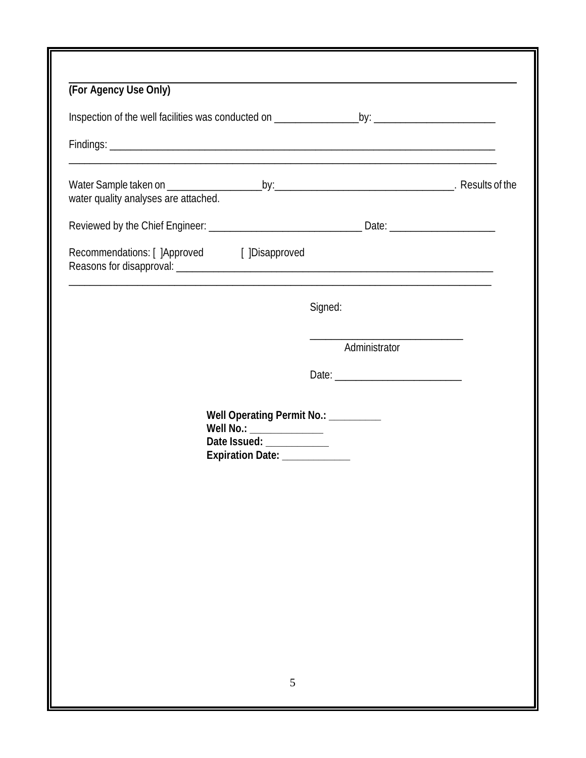**(For Agency Use Only)**

Inspection of the well facilities was conducted on ________________by: _______________________

Findings: _____________________________________________________________________________
_______________________________________________________________________________________

Water Sample taken on __________________by:__________________________________. Results of the water quality analyses are attached.

Reviewed by the Chief Engineer: ______________________________ Date: ____________________

Recommendations: [ ]Approved [ ]Disapproved
Reasons for disapproval: _______________________________________________________________
_______________________________________________________________________________________

Signed:

____________________________
Administrator

Date: ________________________

**Well Operating Permit No.: _________**
**Well No.: _____________**
**Date Issued: ___________**
**Expiration Date: ____________**